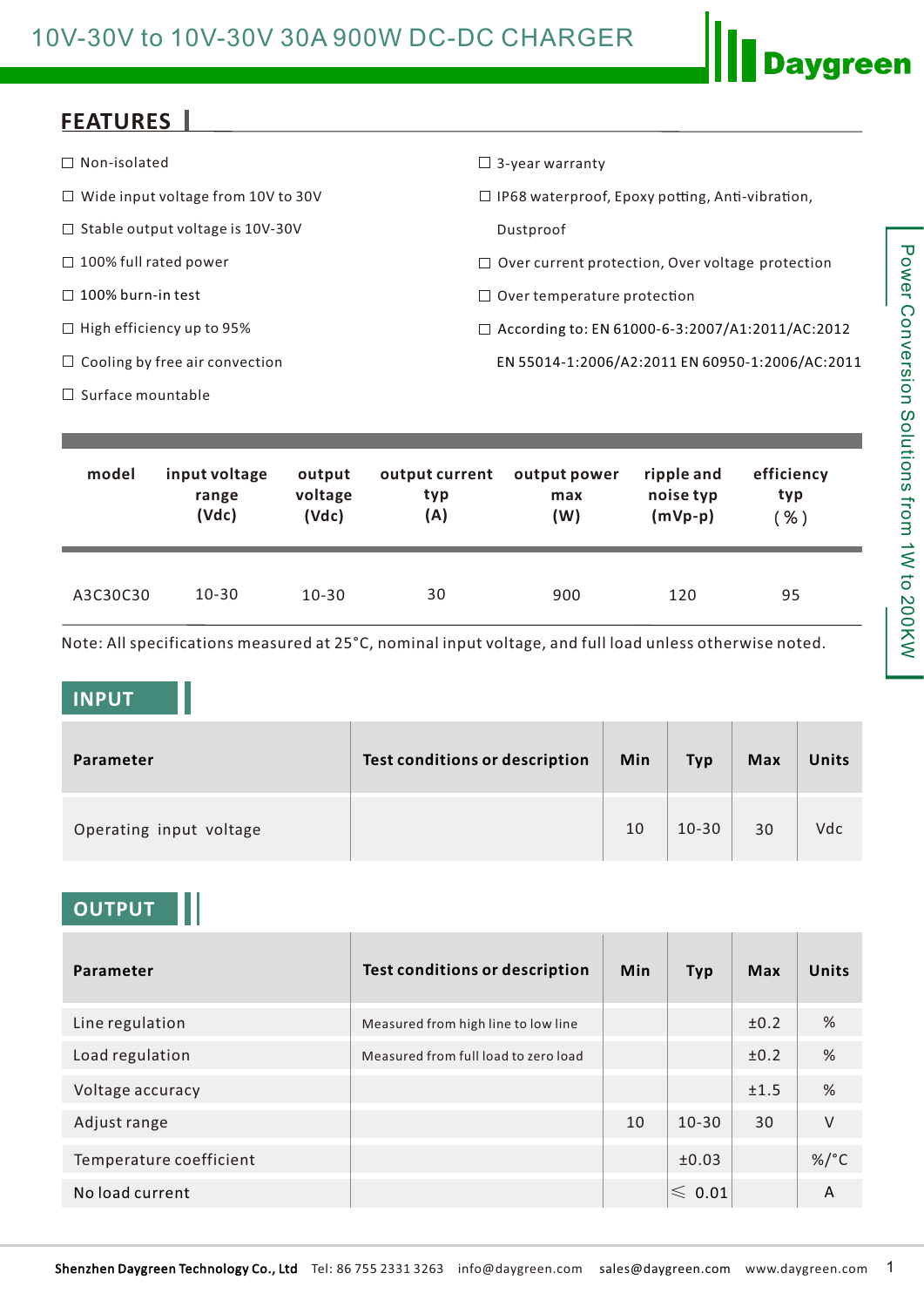# 10V-30V to 10V-30V 30A 900W DC-DC CHARGER

Daygreen

Power Conversion Solutions from 1W to 200KW

## FEATURES

- ☐ Non-isolated
- ☐ Wide input voltage from 10V to 30V
- ☐ Stable output voltage is 10V-30V
- ☐ 100% full rated power
- ☐ 100% burn-in test
- ☐ High efficiency up to 95%
- ☐ Cooling by free air convection
- ☐ Surface mountable
- ☐ 3-year warranty
- ☐ IP68 waterproof, Epoxy potting, Anti-vibration, Dustproof
- ☐ Over current protection, Over voltage protection
- ☐ Over temperature protection
- ☐ According to: EN 61000-6-3:2007/A1:2011/AC:2012 EN 55014-1:2006/A2:2011 EN 60950-1:2006/AC:2011

| model | input voltage range (Vdc) | output voltage (Vdc) | output current typ (A) | output power max (W) | ripple and noise typ (mVp-p) | efficiency typ ( % ) |
|---|---|---|---|---|---|---|
| A3C30C30 | 10-30 | 10-30 | 30 | 900 | 120 | 95 |

Note: All specifications measured at 25°C, nominal input voltage, and full load unless otherwise noted.

## INPUT

| Parameter | Test conditions or description | Min | Typ | Max | Units |
|---|---|---|---|---|---|
| Operating input voltage | | 10 | 10-30 | 30 | Vdc |

## OUTPUT

| Parameter | Test conditions or description | Min | Typ | Max | Units |
|---|---|---|---|---|---|
| Line regulation | Measured from high line to low line | | | ±0.2 | % |
| Load regulation | Measured from full load to zero load | | | ±0.2 | % |
| Voltage accuracy | | | | ±1.5 | % |
| Adjust range | | 10 | 10-30 | 30 | V |
| Temperature coefficient | | | ±0.03 | | %/°C |
| No load current | | | ⩽ 0.01 | | A |

**Shenzhen Daygreen Technology Co., Ltd** Tel: 86 755 2331 3263 info@daygreen.com sales@daygreen.com www.daygreen.com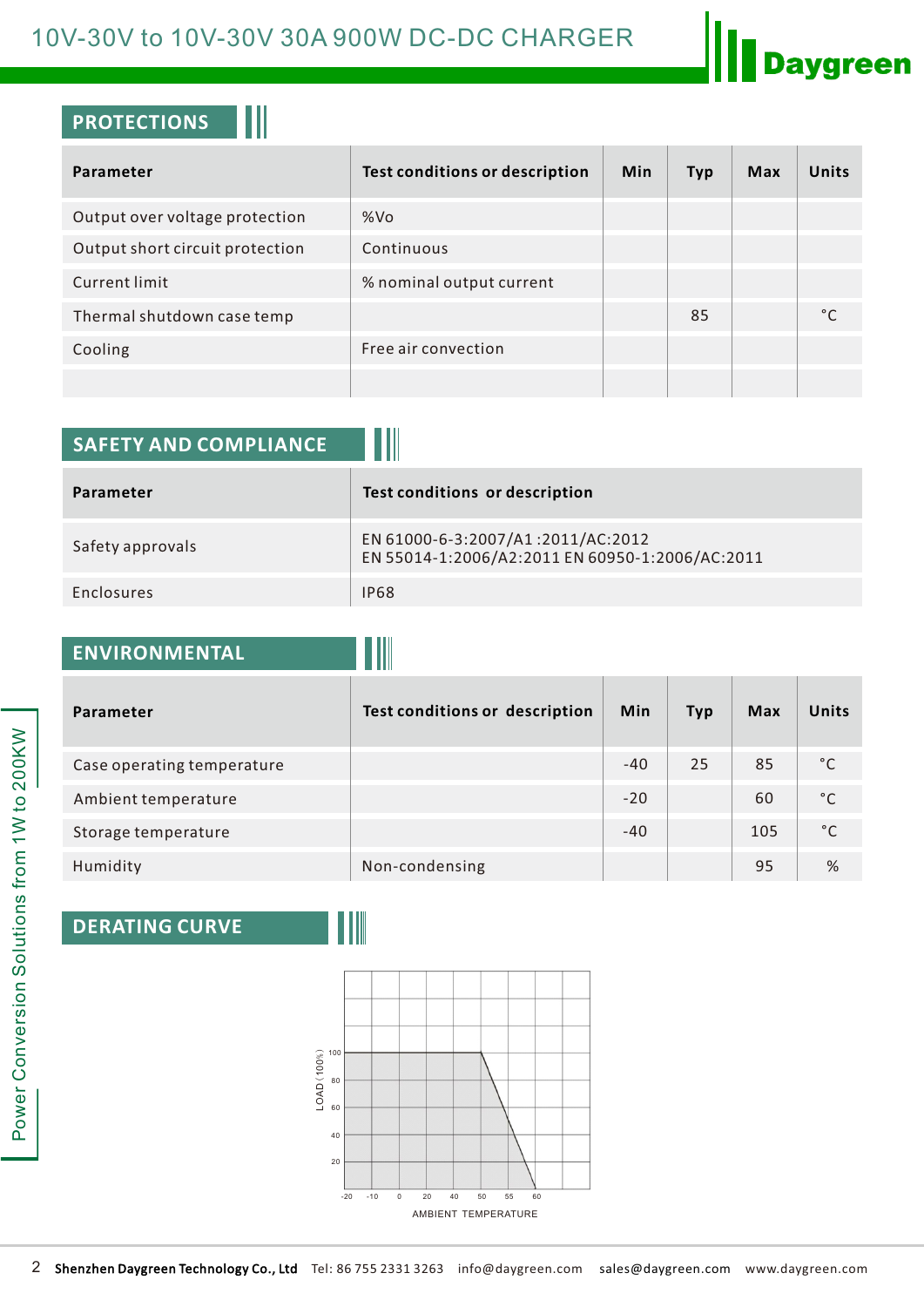## PROTECTIONS

| Parameter | Test conditions or description | Min | Typ | Max | Units |
|---|---|---|---|---|---|
| Output over voltage protection | %Vo | | | | |
| Output short circuit protection | Continuous | | | | |
| Current limit | % nominal output current | | | | |
| Thermal shutdown case temp | | | 85 | | °C |
| Cooling | Free air convection | | | | |
| | | | | | |

## SAFETY AND COMPLIANCE

| Parameter | Test conditions or description |
|---|---|
| Safety approvals | EN 61000-6-3:2007/A1 :2011/AC:2012<br>EN 55014-1:2006/A2:2011 EN 60950-1:2006/AC:2011 |
| Enclosures | IP68 |

## ENVIRONMENTAL

| Parameter | Test conditions or description | Min | Typ | Max | Units |
|---|---|---|---|---|---|
| Case operating temperature | | -40 | 25 | 85 | °C |
| Ambient temperature | | -20 | | 60 | °C |
| Storage temperature | | -40 | | 105 | °C |
| Humidity | Non-condensing | | | 95 | % |

## DERATING CURVE

LOAD (100%): 100, 80, 60, 40, 20

AMBIENT TEMPERATURE: -20, -10, 0, 20, 40, 50, 55, 60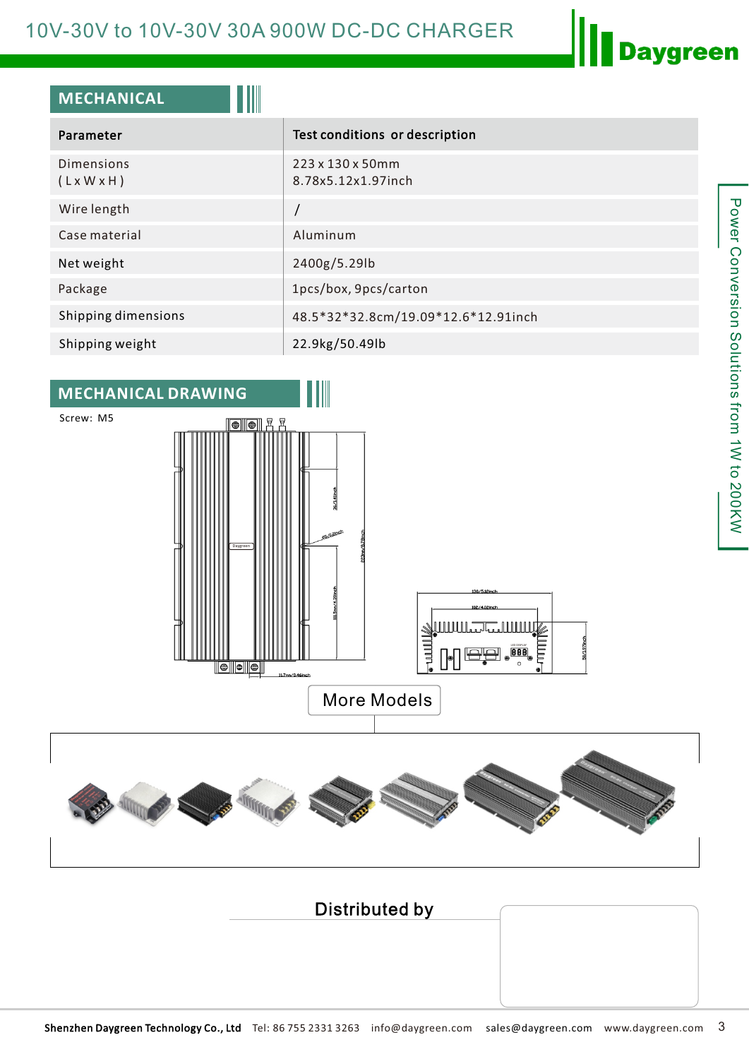## MECHANICAL

| Parameter | Test conditions or description |
|---|---|
| Dimensions ( L x W x H ) | 223 x 130 x 50mm<br>8.78x5.12x1.97inch |
| Wire length | / |
| Case material | Aluminum |
| Net weight | 2400g/5.29lb |
| Package | 1pcs/box, 9pcs/carton |
| Shipping dimensions | 48.5*32*32.8cm/19.09*12.6*12.91inch |
| Shipping weight | 22.9kg/50.49lb |

## MECHANICAL DRAWING

Screw: M5

Daygreen

36/1.41inch

Φ5.5/0.22inch

223mm/8.78inch

111.5mm/4.39inch

11.7mm/0.46inch

130/5.12inch

102/4.02inch

50/1.97inch

LED DISPLAY

More Models

Distributed by